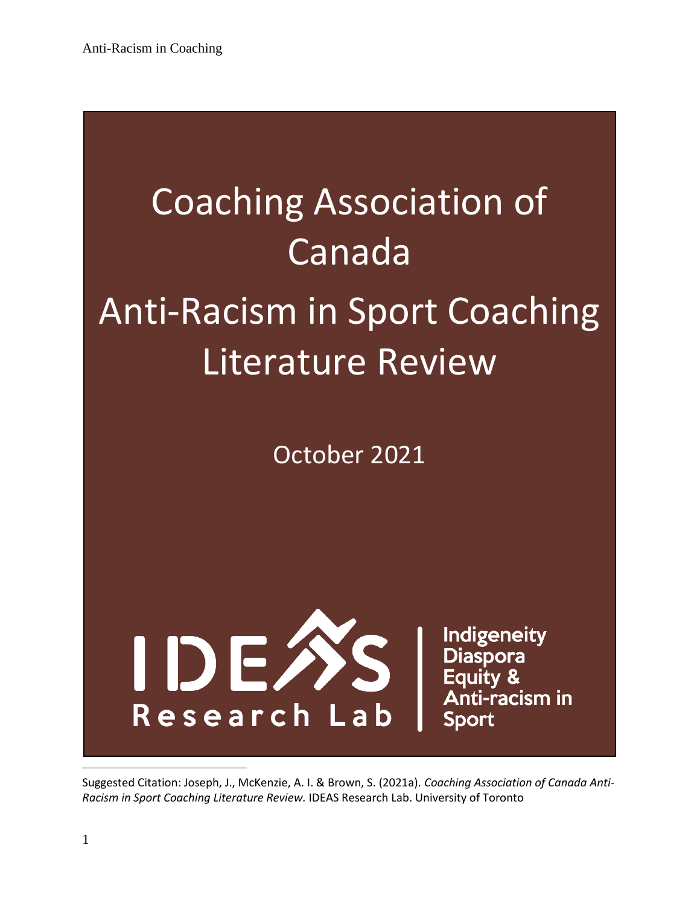# Coaching Association of Canada

# Anti-Racism in Sport Coaching Literature Review

October 2021

IDEAS Research Lab

Indigeneity
Diaspora
Equity &
Anti-racism in
Sport

---

Suggested Citation: Joseph, J., McKenzie, A. I. & Brown, S. (2021a). *Coaching Association of Canada Anti-Racism in Sport Coaching Literature Review.* IDEAS Research Lab. University of Toronto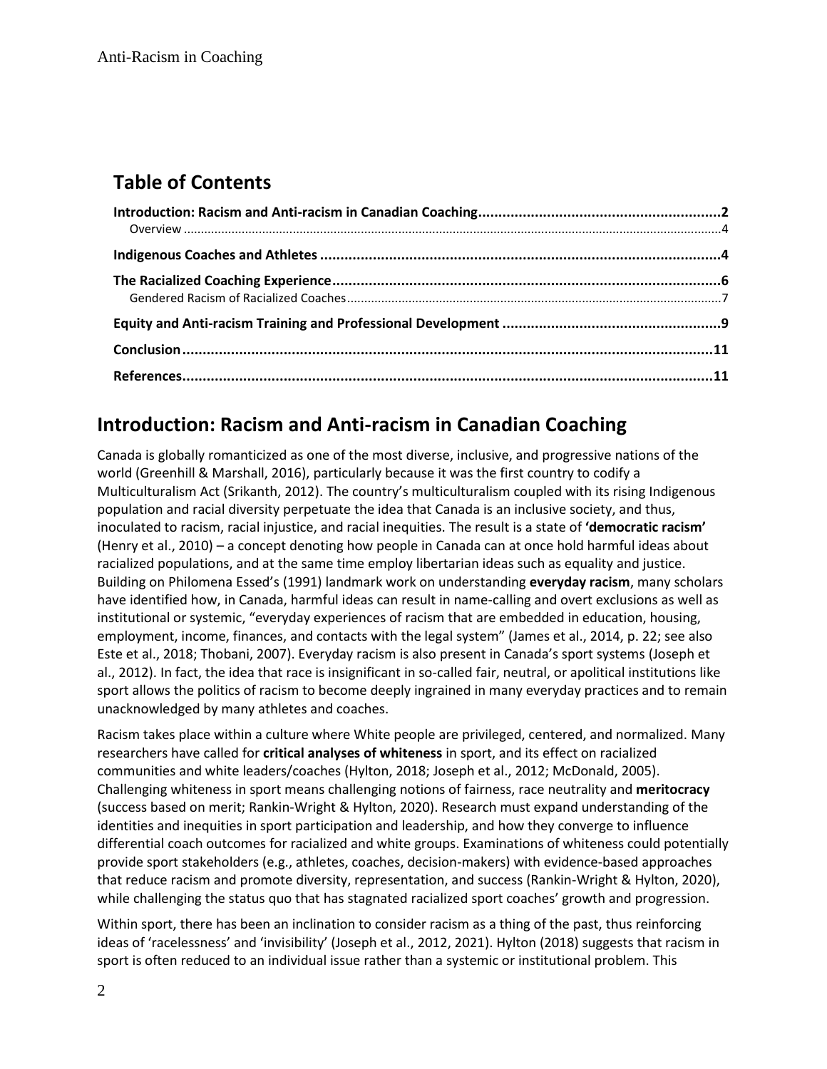## Table of Contents

**Introduction: Racism and Anti-racism in Canadian Coaching ..... 2**
Overview ..... 4
**Indigenous Coaches and Athletes ..... 4**
**The Racialized Coaching Experience ..... 6**
Gendered Racism of Racialized Coaches ..... 7
**Equity and Anti-racism Training and Professional Development ..... 9**
**Conclusion ..... 11**
**References ..... 11**

# Introduction: Racism and Anti-racism in Canadian Coaching

Canada is globally romanticized as one of the most diverse, inclusive, and progressive nations of the world (Greenhill & Marshall, 2016), particularly because it was the first country to codify a Multiculturalism Act (Srikanth, 2012). The country's multiculturalism coupled with its rising Indigenous population and racial diversity perpetuate the idea that Canada is an inclusive society, and thus, inoculated to racism, racial injustice, and racial inequities. The result is a state of **'democratic racism'** (Henry et al., 2010) – a concept denoting how people in Canada can at once hold harmful ideas about racialized populations, and at the same time employ libertarian ideas such as equality and justice. Building on Philomena Essed's (1991) landmark work on understanding **everyday racism**, many scholars have identified how, in Canada, harmful ideas can result in name-calling and overt exclusions as well as institutional or systemic, "everyday experiences of racism that are embedded in education, housing, employment, income, finances, and contacts with the legal system" (James et al., 2014, p. 22; see also Este et al., 2018; Thobani, 2007). Everyday racism is also present in Canada's sport systems (Joseph et al., 2012). In fact, the idea that race is insignificant in so-called fair, neutral, or apolitical institutions like sport allows the politics of racism to become deeply ingrained in many everyday practices and to remain unacknowledged by many athletes and coaches.

Racism takes place within a culture where White people are privileged, centered, and normalized. Many researchers have called for **critical analyses of whiteness** in sport, and its effect on racialized communities and white leaders/coaches (Hylton, 2018; Joseph et al., 2012; McDonald, 2005). Challenging whiteness in sport means challenging notions of fairness, race neutrality and **meritocracy** (success based on merit; Rankin-Wright & Hylton, 2020). Research must expand understanding of the identities and inequities in sport participation and leadership, and how they converge to influence differential coach outcomes for racialized and white groups. Examinations of whiteness could potentially provide sport stakeholders (e.g., athletes, coaches, decision-makers) with evidence-based approaches that reduce racism and promote diversity, representation, and success (Rankin-Wright & Hylton, 2020), while challenging the status quo that has stagnated racialized sport coaches' growth and progression.

Within sport, there has been an inclination to consider racism as a thing of the past, thus reinforcing ideas of 'racelessness' and 'invisibility' (Joseph et al., 2012, 2021). Hylton (2018) suggests that racism in sport is often reduced to an individual issue rather than a systemic or institutional problem. This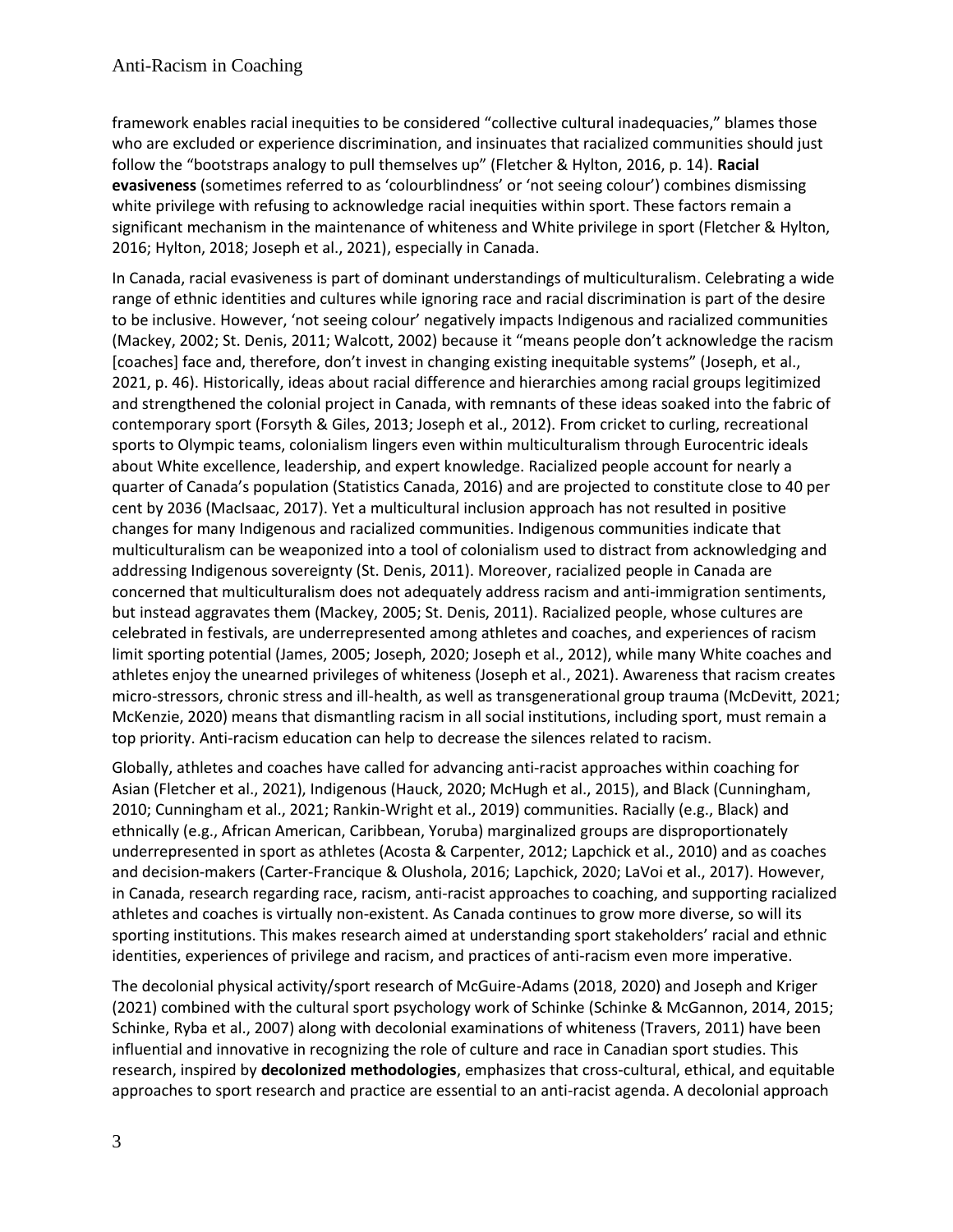framework enables racial inequities to be considered "collective cultural inadequacies," blames those who are excluded or experience discrimination, and insinuates that racialized communities should just follow the "bootstraps analogy to pull themselves up" (Fletcher & Hylton, 2016, p. 14). **Racial evasiveness** (sometimes referred to as 'colourblindness' or 'not seeing colour') combines dismissing white privilege with refusing to acknowledge racial inequities within sport. These factors remain a significant mechanism in the maintenance of whiteness and White privilege in sport (Fletcher & Hylton, 2016; Hylton, 2018; Joseph et al., 2021), especially in Canada.

In Canada, racial evasiveness is part of dominant understandings of multiculturalism. Celebrating a wide range of ethnic identities and cultures while ignoring race and racial discrimination is part of the desire to be inclusive. However, 'not seeing colour' negatively impacts Indigenous and racialized communities (Mackey, 2002; St. Denis, 2011; Walcott, 2002) because it "means people don't acknowledge the racism [coaches] face and, therefore, don't invest in changing existing inequitable systems" (Joseph, et al., 2021, p. 46). Historically, ideas about racial difference and hierarchies among racial groups legitimized and strengthened the colonial project in Canada, with remnants of these ideas soaked into the fabric of contemporary sport (Forsyth & Giles, 2013; Joseph et al., 2012). From cricket to curling, recreational sports to Olympic teams, colonialism lingers even within multiculturalism through Eurocentric ideals about White excellence, leadership, and expert knowledge. Racialized people account for nearly a quarter of Canada's population (Statistics Canada, 2016) and are projected to constitute close to 40 per cent by 2036 (MacIsaac, 2017). Yet a multicultural inclusion approach has not resulted in positive changes for many Indigenous and racialized communities. Indigenous communities indicate that multiculturalism can be weaponized into a tool of colonialism used to distract from acknowledging and addressing Indigenous sovereignty (St. Denis, 2011). Moreover, racialized people in Canada are concerned that multiculturalism does not adequately address racism and anti-immigration sentiments, but instead aggravates them (Mackey, 2005; St. Denis, 2011). Racialized people, whose cultures are celebrated in festivals, are underrepresented among athletes and coaches, and experiences of racism limit sporting potential (James, 2005; Joseph, 2020; Joseph et al., 2012), while many White coaches and athletes enjoy the unearned privileges of whiteness (Joseph et al., 2021). Awareness that racism creates micro-stressors, chronic stress and ill-health, as well as transgenerational group trauma (McDevitt, 2021; McKenzie, 2020) means that dismantling racism in all social institutions, including sport, must remain a top priority. Anti-racism education can help to decrease the silences related to racism.

Globally, athletes and coaches have called for advancing anti-racist approaches within coaching for Asian (Fletcher et al., 2021), Indigenous (Hauck, 2020; McHugh et al., 2015), and Black (Cunningham, 2010; Cunningham et al., 2021; Rankin-Wright et al., 2019) communities. Racially (e.g., Black) and ethnically (e.g., African American, Caribbean, Yoruba) marginalized groups are disproportionately underrepresented in sport as athletes (Acosta & Carpenter, 2012; Lapchick et al., 2010) and as coaches and decision-makers (Carter-Francique & Olushola, 2016; Lapchick, 2020; LaVoi et al., 2017). However, in Canada, research regarding race, racism, anti-racist approaches to coaching, and supporting racialized athletes and coaches is virtually non-existent. As Canada continues to grow more diverse, so will its sporting institutions. This makes research aimed at understanding sport stakeholders' racial and ethnic identities, experiences of privilege and racism, and practices of anti-racism even more imperative.

The decolonial physical activity/sport research of McGuire-Adams (2018, 2020) and Joseph and Kriger (2021) combined with the cultural sport psychology work of Schinke (Schinke & McGannon, 2014, 2015; Schinke, Ryba et al., 2007) along with decolonial examinations of whiteness (Travers, 2011) have been influential and innovative in recognizing the role of culture and race in Canadian sport studies. This research, inspired by **decolonized methodologies**, emphasizes that cross-cultural, ethical, and equitable approaches to sport research and practice are essential to an anti-racist agenda. A decolonial approach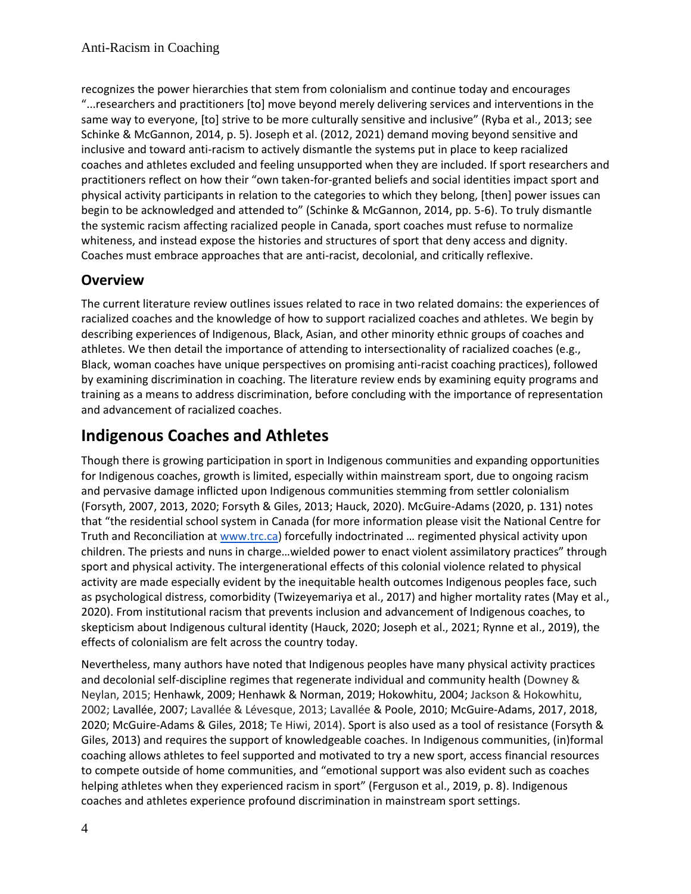recognizes the power hierarchies that stem from colonialism and continue today and encourages "...researchers and practitioners [to] move beyond merely delivering services and interventions in the same way to everyone, [to] strive to be more culturally sensitive and inclusive" (Ryba et al., 2013; see Schinke & McGannon, 2014, p. 5). Joseph et al. (2012, 2021) demand moving beyond sensitive and inclusive and toward anti-racism to actively dismantle the systems put in place to keep racialized coaches and athletes excluded and feeling unsupported when they are included. If sport researchers and practitioners reflect on how their "own taken-for-granted beliefs and social identities impact sport and physical activity participants in relation to the categories to which they belong, [then] power issues can begin to be acknowledged and attended to" (Schinke & McGannon, 2014, pp. 5-6). To truly dismantle the systemic racism affecting racialized people in Canada, sport coaches must refuse to normalize whiteness, and instead expose the histories and structures of sport that deny access and dignity. Coaches must embrace approaches that are anti-racist, decolonial, and critically reflexive.

## Overview

The current literature review outlines issues related to race in two related domains: the experiences of racialized coaches and the knowledge of how to support racialized coaches and athletes. We begin by describing experiences of Indigenous, Black, Asian, and other minority ethnic groups of coaches and athletes. We then detail the importance of attending to intersectionality of racialized coaches (e.g., Black, woman coaches have unique perspectives on promising anti-racist coaching practices), followed by examining discrimination in coaching. The literature review ends by examining equity programs and training as a means to address discrimination, before concluding with the importance of representation and advancement of racialized coaches.

# Indigenous Coaches and Athletes

Though there is growing participation in sport in Indigenous communities and expanding opportunities for Indigenous coaches, growth is limited, especially within mainstream sport, due to ongoing racism and pervasive damage inflicted upon Indigenous communities stemming from settler colonialism (Forsyth, 2007, 2013, 2020; Forsyth & Giles, 2013; Hauck, 2020). McGuire-Adams (2020, p. 131) notes that "the residential school system in Canada (for more information please visit the National Centre for Truth and Reconciliation at www.trc.ca) forcefully indoctrinated … regimented physical activity upon children. The priests and nuns in charge…wielded power to enact violent assimilatory practices" through sport and physical activity. The intergenerational effects of this colonial violence related to physical activity are made especially evident by the inequitable health outcomes Indigenous peoples face, such as psychological distress, comorbidity (Twizeyemariya et al., 2017) and higher mortality rates (May et al., 2020). From institutional racism that prevents inclusion and advancement of Indigenous coaches, to skepticism about Indigenous cultural identity (Hauck, 2020; Joseph et al., 2021; Rynne et al., 2019), the effects of colonialism are felt across the country today.

Nevertheless, many authors have noted that Indigenous peoples have many physical activity practices and decolonial self-discipline regimes that regenerate individual and community health (Downey & Neylan, 2015; Henhawk, 2009; Henhawk & Norman, 2019; Hokowhitu, 2004; Jackson & Hokowhitu, 2002; Lavallée, 2007; Lavallée & Lévesque, 2013; Lavallée & Poole, 2010; McGuire-Adams, 2017, 2018, 2020; McGuire-Adams & Giles, 2018; Te Hiwi, 2014). Sport is also used as a tool of resistance (Forsyth & Giles, 2013) and requires the support of knowledgeable coaches. In Indigenous communities, (in)formal coaching allows athletes to feel supported and motivated to try a new sport, access financial resources to compete outside of home communities, and "emotional support was also evident such as coaches helping athletes when they experienced racism in sport" (Ferguson et al., 2019, p. 8). Indigenous coaches and athletes experience profound discrimination in mainstream sport settings.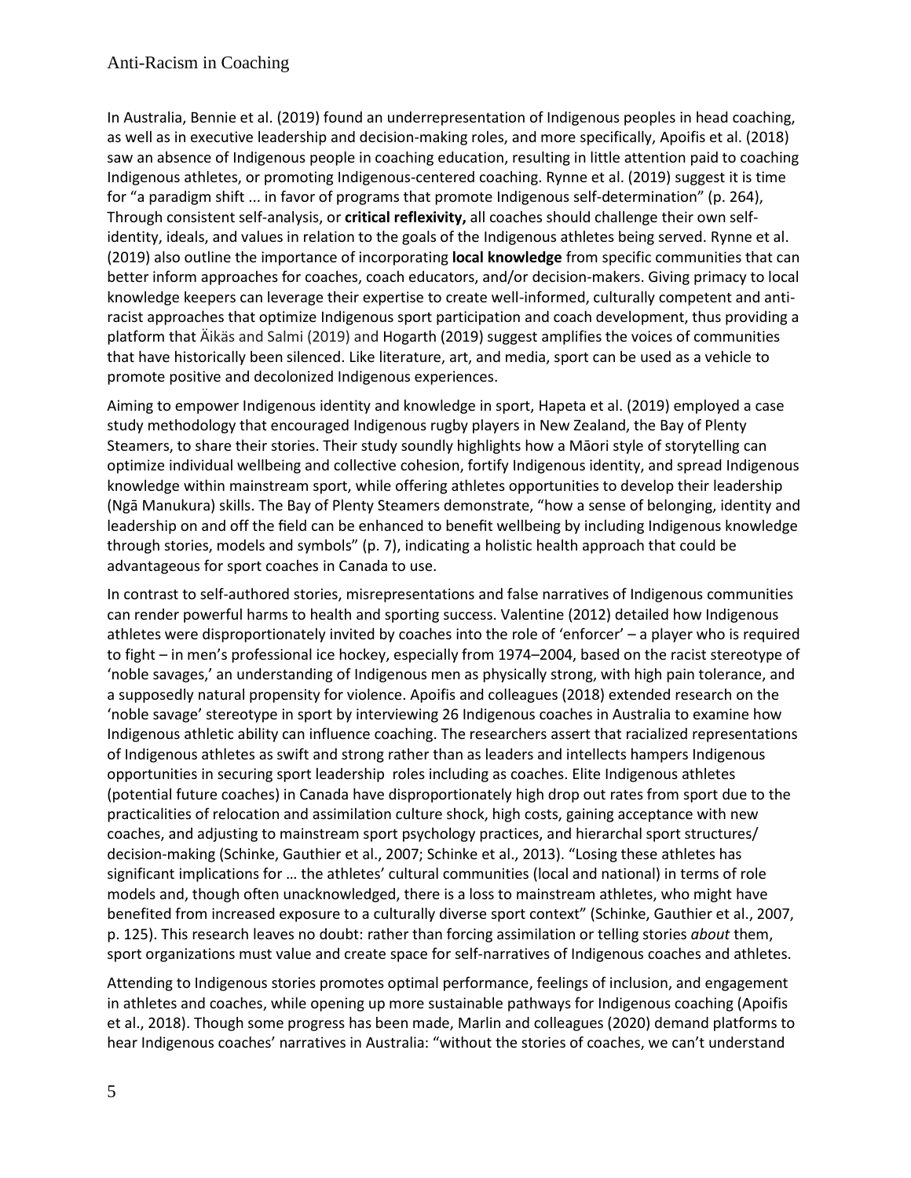In Australia, Bennie et al. (2019) found an underrepresentation of Indigenous peoples in head coaching, as well as in executive leadership and decision-making roles, and more specifically, Apoifis et al. (2018) saw an absence of Indigenous people in coaching education, resulting in little attention paid to coaching Indigenous athletes, or promoting Indigenous-centered coaching. Rynne et al. (2019) suggest it is time for "a paradigm shift ... in favor of programs that promote Indigenous self-determination" (p. 264), Through consistent self-analysis, or **critical reflexivity,** all coaches should challenge their own self-identity, ideals, and values in relation to the goals of the Indigenous athletes being served. Rynne et al. (2019) also outline the importance of incorporating **local knowledge** from specific communities that can better inform approaches for coaches, coach educators, and/or decision-makers. Giving primacy to local knowledge keepers can leverage their expertise to create well-informed, culturally competent and anti-racist approaches that optimize Indigenous sport participation and coach development, thus providing a platform that Äikäs and Salmi (2019) and Hogarth (2019) suggest amplifies the voices of communities that have historically been silenced. Like literature, art, and media, sport can be used as a vehicle to promote positive and decolonized Indigenous experiences.

Aiming to empower Indigenous identity and knowledge in sport, Hapeta et al. (2019) employed a case study methodology that encouraged Indigenous rugby players in New Zealand, the Bay of Plenty Steamers, to share their stories. Their study soundly highlights how a Māori style of storytelling can optimize individual wellbeing and collective cohesion, fortify Indigenous identity, and spread Indigenous knowledge within mainstream sport, while offering athletes opportunities to develop their leadership (Ngā Manukura) skills. The Bay of Plenty Steamers demonstrate, "how a sense of belonging, identity and leadership on and off the field can be enhanced to benefit wellbeing by including Indigenous knowledge through stories, models and symbols" (p. 7), indicating a holistic health approach that could be advantageous for sport coaches in Canada to use.

In contrast to self-authored stories, misrepresentations and false narratives of Indigenous communities can render powerful harms to health and sporting success. Valentine (2012) detailed how Indigenous athletes were disproportionately invited by coaches into the role of 'enforcer' – a player who is required to fight – in men's professional ice hockey, especially from 1974–2004, based on the racist stereotype of 'noble savages,' an understanding of Indigenous men as physically strong, with high pain tolerance, and a supposedly natural propensity for violence. Apoifis and colleagues (2018) extended research on the 'noble savage' stereotype in sport by interviewing 26 Indigenous coaches in Australia to examine how Indigenous athletic ability can influence coaching. The researchers assert that racialized representations of Indigenous athletes as swift and strong rather than as leaders and intellects hampers Indigenous opportunities in securing sport leadership roles including as coaches. Elite Indigenous athletes (potential future coaches) in Canada have disproportionately high drop out rates from sport due to the practicalities of relocation and assimilation culture shock, high costs, gaining acceptance with new coaches, and adjusting to mainstream sport psychology practices, and hierarchal sport structures/ decision-making (Schinke, Gauthier et al., 2007; Schinke et al., 2013). "Losing these athletes has significant implications for … the athletes' cultural communities (local and national) in terms of role models and, though often unacknowledged, there is a loss to mainstream athletes, who might have benefited from increased exposure to a culturally diverse sport context" (Schinke, Gauthier et al., 2007, p. 125). This research leaves no doubt: rather than forcing assimilation or telling stories *about* them, sport organizations must value and create space for self-narratives of Indigenous coaches and athletes.

Attending to Indigenous stories promotes optimal performance, feelings of inclusion, and engagement in athletes and coaches, while opening up more sustainable pathways for Indigenous coaching (Apoifis et al., 2018). Though some progress has been made, Marlin and colleagues (2020) demand platforms to hear Indigenous coaches' narratives in Australia: "without the stories of coaches, we can't understand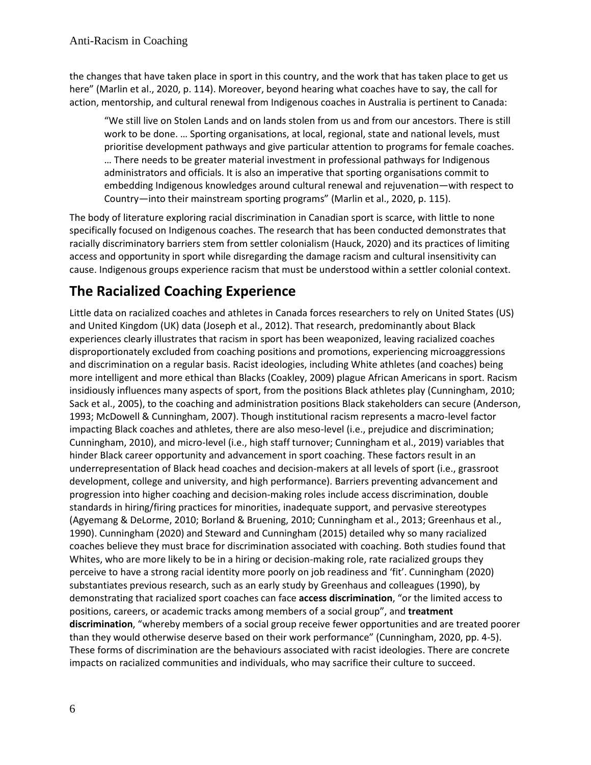the changes that have taken place in sport in this country, and the work that has taken place to get us here" (Marlin et al., 2020, p. 114). Moreover, beyond hearing what coaches have to say, the call for action, mentorship, and cultural renewal from Indigenous coaches in Australia is pertinent to Canada:

> "We still live on Stolen Lands and on lands stolen from us and from our ancestors. There is still work to be done. … Sporting organisations, at local, regional, state and national levels, must prioritise development pathways and give particular attention to programs for female coaches. … There needs to be greater material investment in professional pathways for Indigenous administrators and officials. It is also an imperative that sporting organisations commit to embedding Indigenous knowledges around cultural renewal and rejuvenation—with respect to Country—into their mainstream sporting programs" (Marlin et al., 2020, p. 115).

The body of literature exploring racial discrimination in Canadian sport is scarce, with little to none specifically focused on Indigenous coaches. The research that has been conducted demonstrates that racially discriminatory barriers stem from settler colonialism (Hauck, 2020) and its practices of limiting access and opportunity in sport while disregarding the damage racism and cultural insensitivity can cause. Indigenous groups experience racism that must be understood within a settler colonial context.

## The Racialized Coaching Experience

Little data on racialized coaches and athletes in Canada forces researchers to rely on United States (US) and United Kingdom (UK) data (Joseph et al., 2012). That research, predominantly about Black experiences clearly illustrates that racism in sport has been weaponized, leaving racialized coaches disproportionately excluded from coaching positions and promotions, experiencing microaggressions and discrimination on a regular basis. Racist ideologies, including White athletes (and coaches) being more intelligent and more ethical than Blacks (Coakley, 2009) plague African Americans in sport. Racism insidiously influences many aspects of sport, from the positions Black athletes play (Cunningham, 2010; Sack et al., 2005), to the coaching and administration positions Black stakeholders can secure (Anderson, 1993; McDowell & Cunningham, 2007). Though institutional racism represents a macro-level factor impacting Black coaches and athletes, there are also meso-level (i.e., prejudice and discrimination; Cunningham, 2010), and micro-level (i.e., high staff turnover; Cunningham et al., 2019) variables that hinder Black career opportunity and advancement in sport coaching. These factors result in an underrepresentation of Black head coaches and decision-makers at all levels of sport (i.e., grassroot development, college and university, and high performance). Barriers preventing advancement and progression into higher coaching and decision-making roles include access discrimination, double standards in hiring/firing practices for minorities, inadequate support, and pervasive stereotypes (Agyemang & DeLorme, 2010; Borland & Bruening, 2010; Cunningham et al., 2013; Greenhaus et al., 1990). Cunningham (2020) and Steward and Cunningham (2015) detailed why so many racialized coaches believe they must brace for discrimination associated with coaching. Both studies found that Whites, who are more likely to be in a hiring or decision-making role, rate racialized groups they perceive to have a strong racial identity more poorly on job readiness and 'fit'. Cunningham (2020) substantiates previous research, such as an early study by Greenhaus and colleagues (1990), by demonstrating that racialized sport coaches can face **access discrimination**, "or the limited access to positions, careers, or academic tracks among members of a social group", and **treatment discrimination**, "whereby members of a social group receive fewer opportunities and are treated poorer than they would otherwise deserve based on their work performance" (Cunningham, 2020, pp. 4-5). These forms of discrimination are the behaviours associated with racist ideologies. There are concrete impacts on racialized communities and individuals, who may sacrifice their culture to succeed.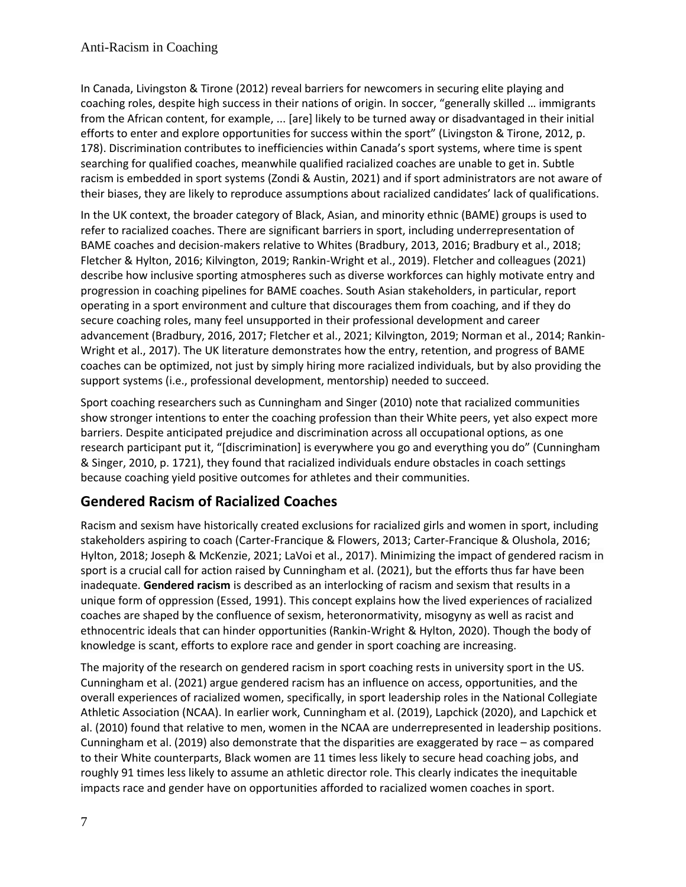In Canada, Livingston & Tirone (2012) reveal barriers for newcomers in securing elite playing and coaching roles, despite high success in their nations of origin. In soccer, "generally skilled … immigrants from the African content, for example, ... [are] likely to be turned away or disadvantaged in their initial efforts to enter and explore opportunities for success within the sport" (Livingston & Tirone, 2012, p. 178). Discrimination contributes to inefficiencies within Canada's sport systems, where time is spent searching for qualified coaches, meanwhile qualified racialized coaches are unable to get in. Subtle racism is embedded in sport systems (Zondi & Austin, 2021) and if sport administrators are not aware of their biases, they are likely to reproduce assumptions about racialized candidates' lack of qualifications.

In the UK context, the broader category of Black, Asian, and minority ethnic (BAME) groups is used to refer to racialized coaches. There are significant barriers in sport, including underrepresentation of BAME coaches and decision-makers relative to Whites (Bradbury, 2013, 2016; Bradbury et al., 2018; Fletcher & Hylton, 2016; Kilvington, 2019; Rankin-Wright et al., 2019). Fletcher and colleagues (2021) describe how inclusive sporting atmospheres such as diverse workforces can highly motivate entry and progression in coaching pipelines for BAME coaches. South Asian stakeholders, in particular, report operating in a sport environment and culture that discourages them from coaching, and if they do secure coaching roles, many feel unsupported in their professional development and career advancement (Bradbury, 2016, 2017; Fletcher et al., 2021; Kilvington, 2019; Norman et al., 2014; Rankin-Wright et al., 2017). The UK literature demonstrates how the entry, retention, and progress of BAME coaches can be optimized, not just by simply hiring more racialized individuals, but by also providing the support systems (i.e., professional development, mentorship) needed to succeed.

Sport coaching researchers such as Cunningham and Singer (2010) note that racialized communities show stronger intentions to enter the coaching profession than their White peers, yet also expect more barriers. Despite anticipated prejudice and discrimination across all occupational options, as one research participant put it, "[discrimination] is everywhere you go and everything you do" (Cunningham & Singer, 2010, p. 1721), they found that racialized individuals endure obstacles in coach settings because coaching yield positive outcomes for athletes and their communities.

## Gendered Racism of Racialized Coaches

Racism and sexism have historically created exclusions for racialized girls and women in sport, including stakeholders aspiring to coach (Carter-Francique & Flowers, 2013; Carter-Francique & Olushola, 2016; Hylton, 2018; Joseph & McKenzie, 2021; LaVoi et al., 2017). Minimizing the impact of gendered racism in sport is a crucial call for action raised by Cunningham et al. (2021), but the efforts thus far have been inadequate. **Gendered racism** is described as an interlocking of racism and sexism that results in a unique form of oppression (Essed, 1991). This concept explains how the lived experiences of racialized coaches are shaped by the confluence of sexism, heteronormativity, misogyny as well as racist and ethnocentric ideals that can hinder opportunities (Rankin-Wright & Hylton, 2020). Though the body of knowledge is scant, efforts to explore race and gender in sport coaching are increasing.

The majority of the research on gendered racism in sport coaching rests in university sport in the US. Cunningham et al. (2021) argue gendered racism has an influence on access, opportunities, and the overall experiences of racialized women, specifically, in sport leadership roles in the National Collegiate Athletic Association (NCAA). In earlier work, Cunningham et al. (2019), Lapchick (2020), and Lapchick et al. (2010) found that relative to men, women in the NCAA are underrepresented in leadership positions. Cunningham et al. (2019) also demonstrate that the disparities are exaggerated by race – as compared to their White counterparts, Black women are 11 times less likely to secure head coaching jobs, and roughly 91 times less likely to assume an athletic director role. This clearly indicates the inequitable impacts race and gender have on opportunities afforded to racialized women coaches in sport.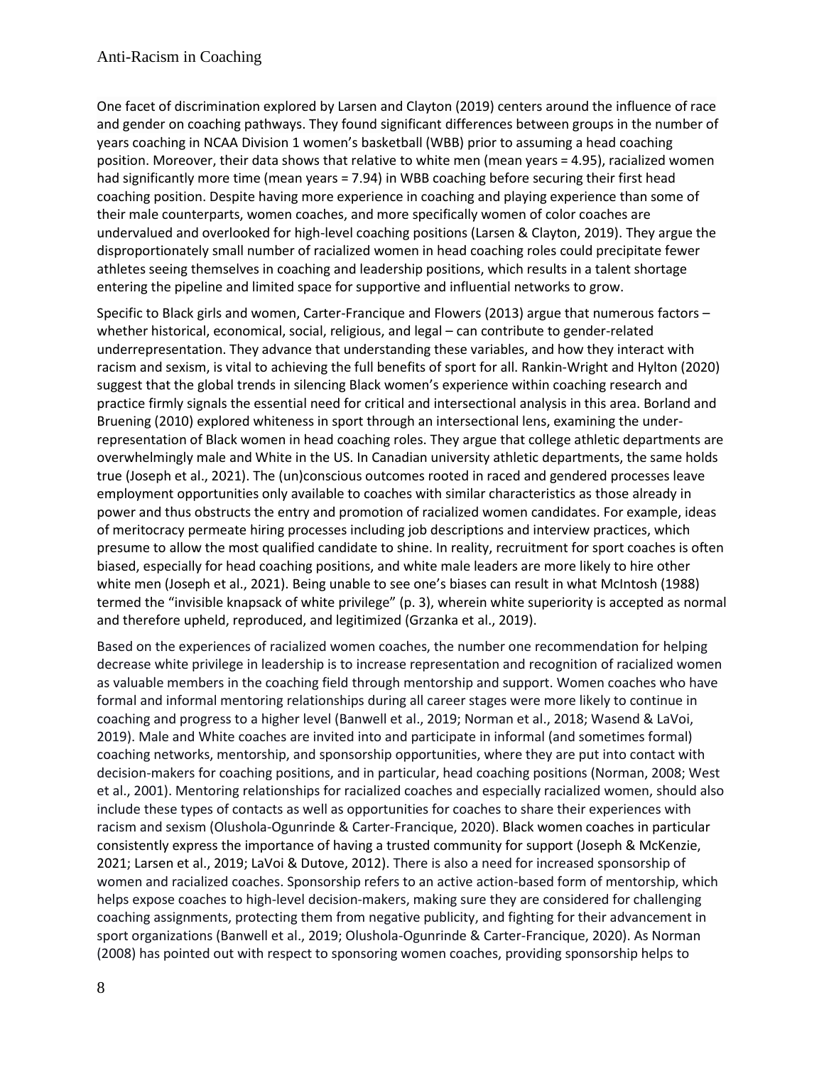One facet of discrimination explored by Larsen and Clayton (2019) centers around the influence of race and gender on coaching pathways. They found significant differences between groups in the number of years coaching in NCAA Division 1 women's basketball (WBB) prior to assuming a head coaching position. Moreover, their data shows that relative to white men (mean years = 4.95), racialized women had significantly more time (mean years = 7.94) in WBB coaching before securing their first head coaching position. Despite having more experience in coaching and playing experience than some of their male counterparts, women coaches, and more specifically women of color coaches are undervalued and overlooked for high-level coaching positions (Larsen & Clayton, 2019). They argue the disproportionately small number of racialized women in head coaching roles could precipitate fewer athletes seeing themselves in coaching and leadership positions, which results in a talent shortage entering the pipeline and limited space for supportive and influential networks to grow.

Specific to Black girls and women, Carter-Francique and Flowers (2013) argue that numerous factors – whether historical, economical, social, religious, and legal – can contribute to gender-related underrepresentation. They advance that understanding these variables, and how they interact with racism and sexism, is vital to achieving the full benefits of sport for all. Rankin-Wright and Hylton (2020) suggest that the global trends in silencing Black women's experience within coaching research and practice firmly signals the essential need for critical and intersectional analysis in this area. Borland and Bruening (2010) explored whiteness in sport through an intersectional lens, examining the under-representation of Black women in head coaching roles. They argue that college athletic departments are overwhelmingly male and White in the US. In Canadian university athletic departments, the same holds true (Joseph et al., 2021). The (un)conscious outcomes rooted in raced and gendered processes leave employment opportunities only available to coaches with similar characteristics as those already in power and thus obstructs the entry and promotion of racialized women candidates. For example, ideas of meritocracy permeate hiring processes including job descriptions and interview practices, which presume to allow the most qualified candidate to shine. In reality, recruitment for sport coaches is often biased, especially for head coaching positions, and white male leaders are more likely to hire other white men (Joseph et al., 2021). Being unable to see one's biases can result in what McIntosh (1988) termed the "invisible knapsack of white privilege" (p. 3), wherein white superiority is accepted as normal and therefore upheld, reproduced, and legitimized (Grzanka et al., 2019).

Based on the experiences of racialized women coaches, the number one recommendation for helping decrease white privilege in leadership is to increase representation and recognition of racialized women as valuable members in the coaching field through mentorship and support. Women coaches who have formal and informal mentoring relationships during all career stages were more likely to continue in coaching and progress to a higher level (Banwell et al., 2019; Norman et al., 2018; Wasend & LaVoi, 2019). Male and White coaches are invited into and participate in informal (and sometimes formal) coaching networks, mentorship, and sponsorship opportunities, where they are put into contact with decision-makers for coaching positions, and in particular, head coaching positions (Norman, 2008; West et al., 2001). Mentoring relationships for racialized coaches and especially racialized women, should also include these types of contacts as well as opportunities for coaches to share their experiences with racism and sexism (Olushola-Ogunrinde & Carter-Francique, 2020). Black women coaches in particular consistently express the importance of having a trusted community for support (Joseph & McKenzie, 2021; Larsen et al., 2019; LaVoi & Dutove, 2012). There is also a need for increased sponsorship of women and racialized coaches. Sponsorship refers to an active action-based form of mentorship, which helps expose coaches to high-level decision-makers, making sure they are considered for challenging coaching assignments, protecting them from negative publicity, and fighting for their advancement in sport organizations (Banwell et al., 2019; Olushola-Ogunrinde & Carter-Francique, 2020). As Norman (2008) has pointed out with respect to sponsoring women coaches, providing sponsorship helps to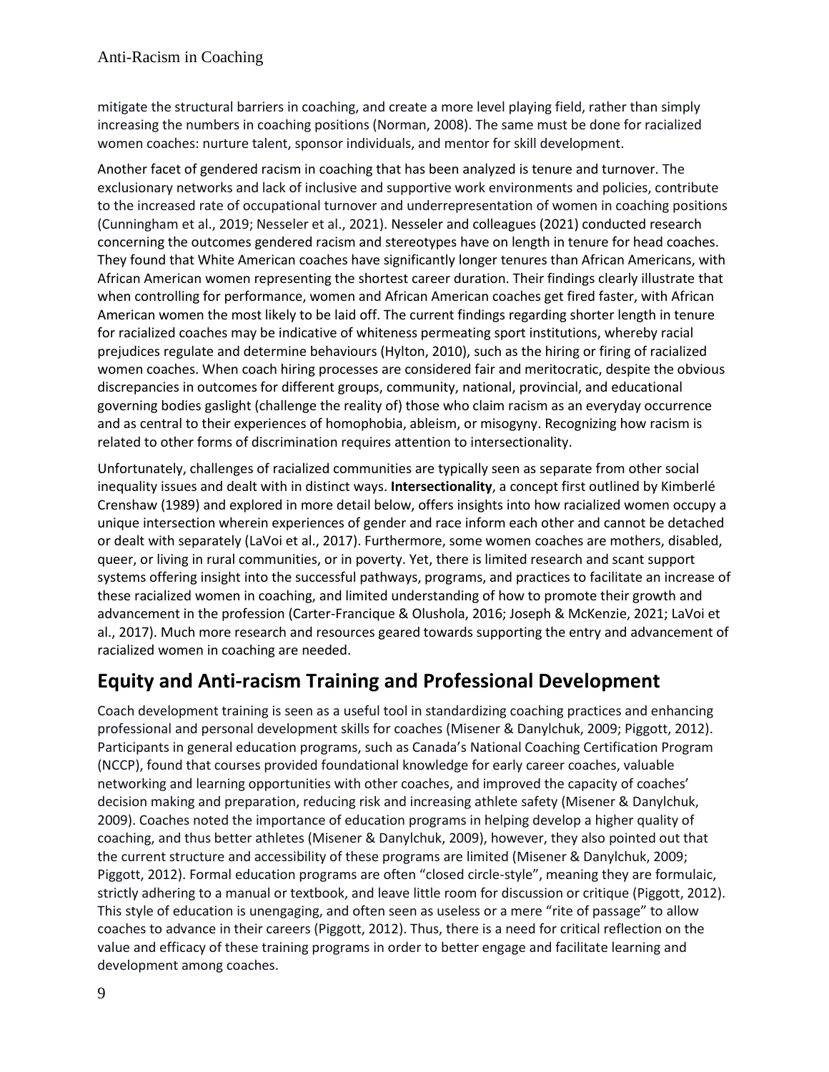mitigate the structural barriers in coaching, and create a more level playing field, rather than simply increasing the numbers in coaching positions (Norman, 2008). The same must be done for racialized women coaches: nurture talent, sponsor individuals, and mentor for skill development.

Another facet of gendered racism in coaching that has been analyzed is tenure and turnover. The exclusionary networks and lack of inclusive and supportive work environments and policies, contribute to the increased rate of occupational turnover and underrepresentation of women in coaching positions (Cunningham et al., 2019; Nesseler et al., 2021). Nesseler and colleagues (2021) conducted research concerning the outcomes gendered racism and stereotypes have on length in tenure for head coaches. They found that White American coaches have significantly longer tenures than African Americans, with African American women representing the shortest career duration. Their findings clearly illustrate that when controlling for performance, women and African American coaches get fired faster, with African American women the most likely to be laid off. The current findings regarding shorter length in tenure for racialized coaches may be indicative of whiteness permeating sport institutions, whereby racial prejudices regulate and determine behaviours (Hylton, 2010), such as the hiring or firing of racialized women coaches. When coach hiring processes are considered fair and meritocratic, despite the obvious discrepancies in outcomes for different groups, community, national, provincial, and educational governing bodies gaslight (challenge the reality of) those who claim racism as an everyday occurrence and as central to their experiences of homophobia, ableism, or misogyny. Recognizing how racism is related to other forms of discrimination requires attention to intersectionality.

Unfortunately, challenges of racialized communities are typically seen as separate from other social inequality issues and dealt with in distinct ways. **Intersectionality**, a concept first outlined by Kimberlé Crenshaw (1989) and explored in more detail below, offers insights into how racialized women occupy a unique intersection wherein experiences of gender and race inform each other and cannot be detached or dealt with separately (LaVoi et al., 2017). Furthermore, some women coaches are mothers, disabled, queer, or living in rural communities, or in poverty. Yet, there is limited research and scant support systems offering insight into the successful pathways, programs, and practices to facilitate an increase of these racialized women in coaching, and limited understanding of how to promote their growth and advancement in the profession (Carter-Francique & Olushola, 2016; Joseph & McKenzie, 2021; LaVoi et al., 2017). Much more research and resources geared towards supporting the entry and advancement of racialized women in coaching are needed.

## Equity and Anti-racism Training and Professional Development

Coach development training is seen as a useful tool in standardizing coaching practices and enhancing professional and personal development skills for coaches (Misener & Danylchuk, 2009; Piggott, 2012). Participants in general education programs, such as Canada's National Coaching Certification Program (NCCP), found that courses provided foundational knowledge for early career coaches, valuable networking and learning opportunities with other coaches, and improved the capacity of coaches' decision making and preparation, reducing risk and increasing athlete safety (Misener & Danylchuk, 2009). Coaches noted the importance of education programs in helping develop a higher quality of coaching, and thus better athletes (Misener & Danylchuk, 2009), however, they also pointed out that the current structure and accessibility of these programs are limited (Misener & Danylchuk, 2009; Piggott, 2012). Formal education programs are often "closed circle-style", meaning they are formulaic, strictly adhering to a manual or textbook, and leave little room for discussion or critique (Piggott, 2012). This style of education is unengaging, and often seen as useless or a mere "rite of passage" to allow coaches to advance in their careers (Piggott, 2012). Thus, there is a need for critical reflection on the value and efficacy of these training programs in order to better engage and facilitate learning and development among coaches.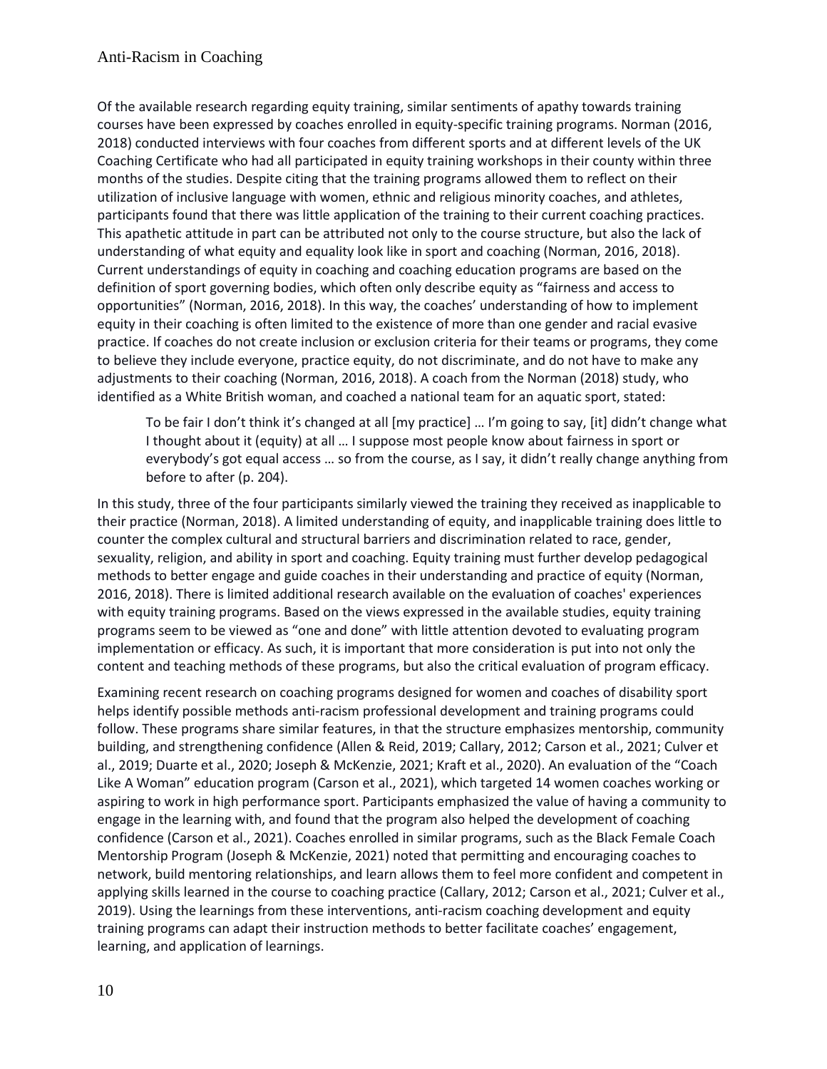Of the available research regarding equity training, similar sentiments of apathy towards training courses have been expressed by coaches enrolled in equity-specific training programs. Norman (2016, 2018) conducted interviews with four coaches from different sports and at different levels of the UK Coaching Certificate who had all participated in equity training workshops in their county within three months of the studies. Despite citing that the training programs allowed them to reflect on their utilization of inclusive language with women, ethnic and religious minority coaches, and athletes, participants found that there was little application of the training to their current coaching practices. This apathetic attitude in part can be attributed not only to the course structure, but also the lack of understanding of what equity and equality look like in sport and coaching (Norman, 2016, 2018). Current understandings of equity in coaching and coaching education programs are based on the definition of sport governing bodies, which often only describe equity as "fairness and access to opportunities" (Norman, 2016, 2018). In this way, the coaches' understanding of how to implement equity in their coaching is often limited to the existence of more than one gender and racial evasive practice. If coaches do not create inclusion or exclusion criteria for their teams or programs, they come to believe they include everyone, practice equity, do not discriminate, and do not have to make any adjustments to their coaching (Norman, 2016, 2018). A coach from the Norman (2018) study, who identified as a White British woman, and coached a national team for an aquatic sport, stated:

> To be fair I don't think it's changed at all [my practice] … I'm going to say, [it] didn't change what I thought about it (equity) at all … I suppose most people know about fairness in sport or everybody's got equal access … so from the course, as I say, it didn't really change anything from before to after (p. 204).

In this study, three of the four participants similarly viewed the training they received as inapplicable to their practice (Norman, 2018). A limited understanding of equity, and inapplicable training does little to counter the complex cultural and structural barriers and discrimination related to race, gender, sexuality, religion, and ability in sport and coaching. Equity training must further develop pedagogical methods to better engage and guide coaches in their understanding and practice of equity (Norman, 2016, 2018). There is limited additional research available on the evaluation of coaches' experiences with equity training programs. Based on the views expressed in the available studies, equity training programs seem to be viewed as "one and done" with little attention devoted to evaluating program implementation or efficacy. As such, it is important that more consideration is put into not only the content and teaching methods of these programs, but also the critical evaluation of program efficacy.

Examining recent research on coaching programs designed for women and coaches of disability sport helps identify possible methods anti-racism professional development and training programs could follow. These programs share similar features, in that the structure emphasizes mentorship, community building, and strengthening confidence (Allen & Reid, 2019; Callary, 2012; Carson et al., 2021; Culver et al., 2019; Duarte et al., 2020; Joseph & McKenzie, 2021; Kraft et al., 2020). An evaluation of the "Coach Like A Woman" education program (Carson et al., 2021), which targeted 14 women coaches working or aspiring to work in high performance sport. Participants emphasized the value of having a community to engage in the learning with, and found that the program also helped the development of coaching confidence (Carson et al., 2021). Coaches enrolled in similar programs, such as the Black Female Coach Mentorship Program (Joseph & McKenzie, 2021) noted that permitting and encouraging coaches to network, build mentoring relationships, and learn allows them to feel more confident and competent in applying skills learned in the course to coaching practice (Callary, 2012; Carson et al., 2021; Culver et al., 2019). Using the learnings from these interventions, anti-racism coaching development and equity training programs can adapt their instruction methods to better facilitate coaches' engagement, learning, and application of learnings.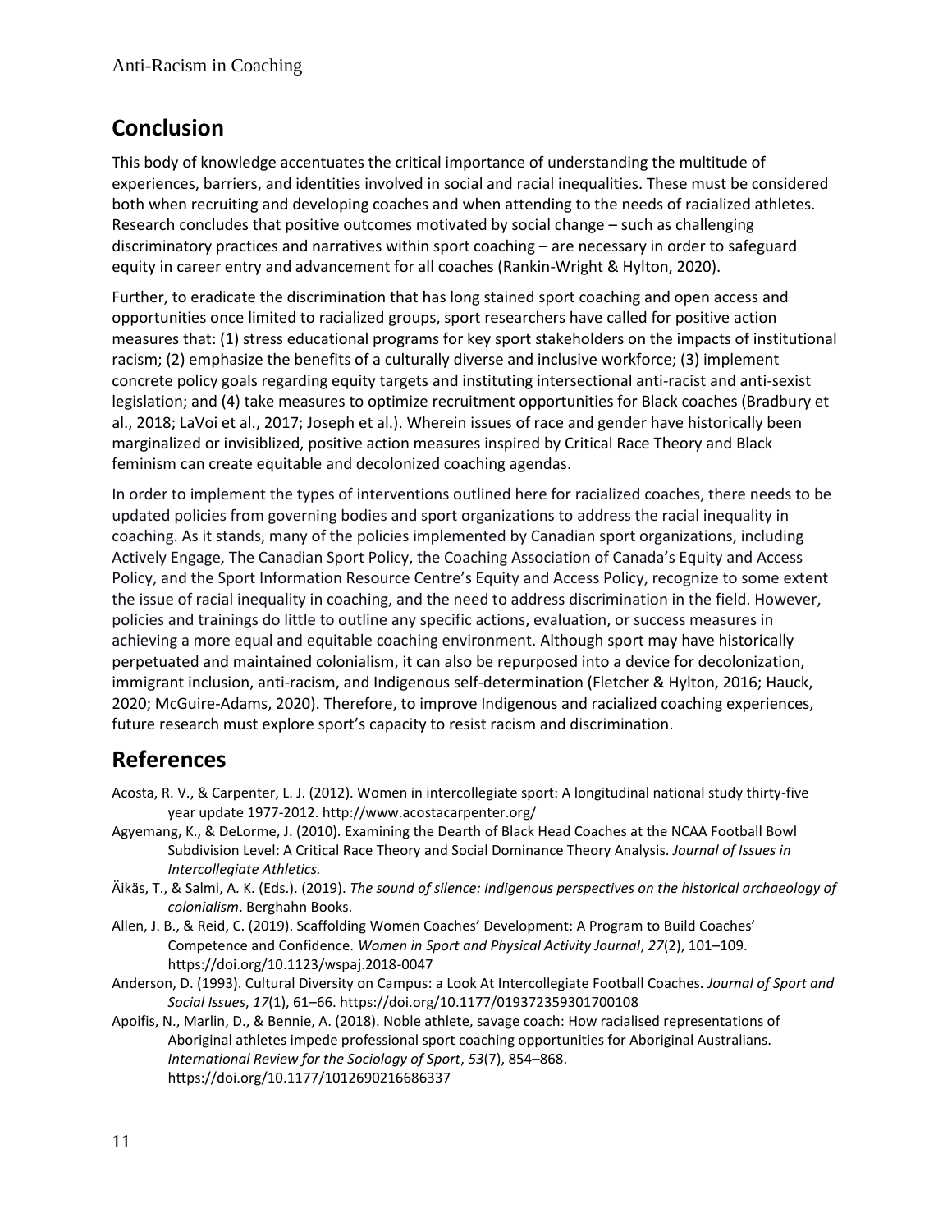## Conclusion

This body of knowledge accentuates the critical importance of understanding the multitude of experiences, barriers, and identities involved in social and racial inequalities. These must be considered both when recruiting and developing coaches and when attending to the needs of racialized athletes. Research concludes that positive outcomes motivated by social change – such as challenging discriminatory practices and narratives within sport coaching – are necessary in order to safeguard equity in career entry and advancement for all coaches (Rankin-Wright & Hylton, 2020).

Further, to eradicate the discrimination that has long stained sport coaching and open access and opportunities once limited to racialized groups, sport researchers have called for positive action measures that: (1) stress educational programs for key sport stakeholders on the impacts of institutional racism; (2) emphasize the benefits of a culturally diverse and inclusive workforce; (3) implement concrete policy goals regarding equity targets and instituting intersectional anti-racist and anti-sexist legislation; and (4) take measures to optimize recruitment opportunities for Black coaches (Bradbury et al., 2018; LaVoi et al., 2017; Joseph et al.). Wherein issues of race and gender have historically been marginalized or invisiblized, positive action measures inspired by Critical Race Theory and Black feminism can create equitable and decolonized coaching agendas.

In order to implement the types of interventions outlined here for racialized coaches, there needs to be updated policies from governing bodies and sport organizations to address the racial inequality in coaching. As it stands, many of the policies implemented by Canadian sport organizations, including Actively Engage, The Canadian Sport Policy, the Coaching Association of Canada's Equity and Access Policy, and the Sport Information Resource Centre's Equity and Access Policy, recognize to some extent the issue of racial inequality in coaching, and the need to address discrimination in the field. However, policies and trainings do little to outline any specific actions, evaluation, or success measures in achieving a more equal and equitable coaching environment. Although sport may have historically perpetuated and maintained colonialism, it can also be repurposed into a device for decolonization, immigrant inclusion, anti-racism, and Indigenous self-determination (Fletcher & Hylton, 2016; Hauck, 2020; McGuire-Adams, 2020). Therefore, to improve Indigenous and racialized coaching experiences, future research must explore sport's capacity to resist racism and discrimination.

## References

Acosta, R. V., & Carpenter, L. J. (2012). Women in intercollegiate sport: A longitudinal national study thirty-five year update 1977-2012. http://www.acostacarpenter.org/

Agyemang, K., & DeLorme, J. (2010). Examining the Dearth of Black Head Coaches at the NCAA Football Bowl Subdivision Level: A Critical Race Theory and Social Dominance Theory Analysis. *Journal of Issues in Intercollegiate Athletics.*

Äikäs, T., & Salmi, A. K. (Eds.). (2019). *The sound of silence: Indigenous perspectives on the historical archaeology of colonialism*. Berghahn Books.

Allen, J. B., & Reid, C. (2019). Scaffolding Women Coaches' Development: A Program to Build Coaches' Competence and Confidence. *Women in Sport and Physical Activity Journal*, *27*(2), 101–109. https://doi.org/10.1123/wspaj.2018-0047

Anderson, D. (1993). Cultural Diversity on Campus: a Look At Intercollegiate Football Coaches. *Journal of Sport and Social Issues*, *17*(1), 61–66. https://doi.org/10.1177/019372359301700108

Apoifis, N., Marlin, D., & Bennie, A. (2018). Noble athlete, savage coach: How racialised representations of Aboriginal athletes impede professional sport coaching opportunities for Aboriginal Australians. *International Review for the Sociology of Sport*, *53*(7), 854–868. https://doi.org/10.1177/1012690216686337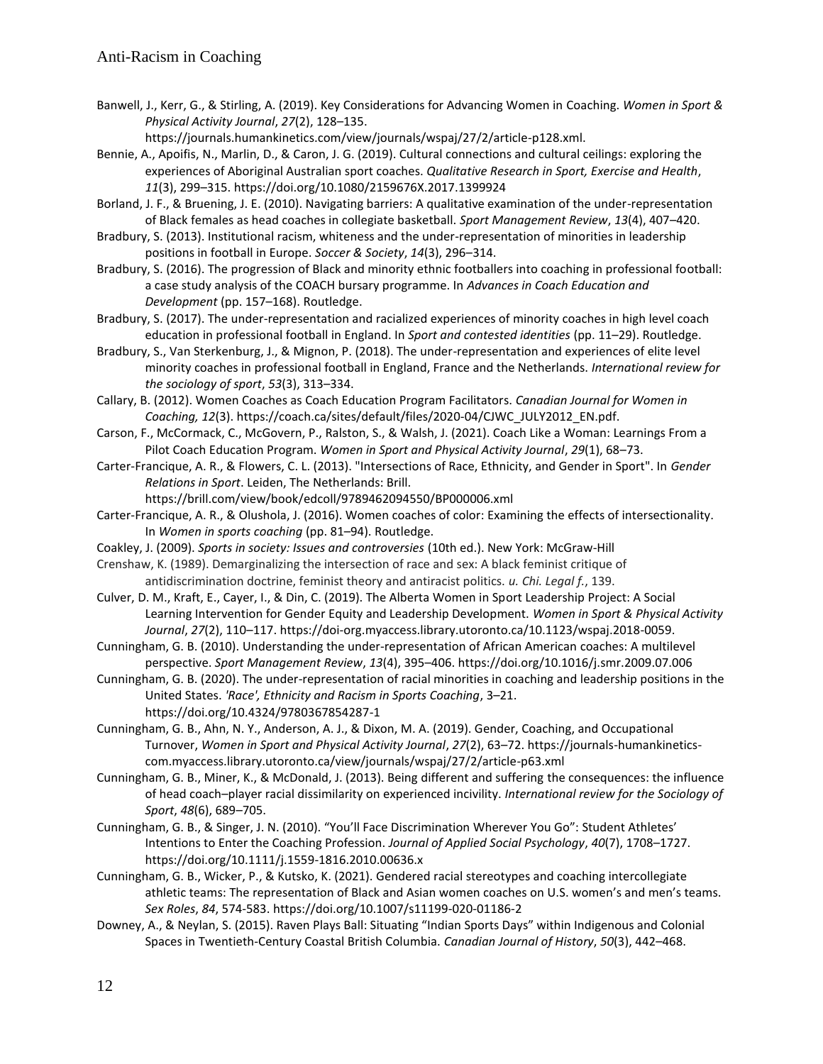Banwell, J., Kerr, G., & Stirling, A. (2019). Key Considerations for Advancing Women in Coaching. *Women in Sport & Physical Activity Journal*, *27*(2), 128–135. https://journals.humankinetics.com/view/journals/wspaj/27/2/article-p128.xml.

Bennie, A., Apoifis, N., Marlin, D., & Caron, J. G. (2019). Cultural connections and cultural ceilings: exploring the experiences of Aboriginal Australian sport coaches. *Qualitative Research in Sport, Exercise and Health*, *11*(3), 299–315. https://doi.org/10.1080/2159676X.2017.1399924

Borland, J. F., & Bruening, J. E. (2010). Navigating barriers: A qualitative examination of the under-representation of Black females as head coaches in collegiate basketball. *Sport Management Review*, *13*(4), 407–420.

Bradbury, S. (2013). Institutional racism, whiteness and the under-representation of minorities in leadership positions in football in Europe. *Soccer & Society*, *14*(3), 296–314.

Bradbury, S. (2016). The progression of Black and minority ethnic footballers into coaching in professional football: a case study analysis of the COACH bursary programme. In *Advances in Coach Education and Development* (pp. 157–168). Routledge.

Bradbury, S. (2017). The under-representation and racialized experiences of minority coaches in high level coach education in professional football in England. In *Sport and contested identities* (pp. 11–29). Routledge.

Bradbury, S., Van Sterkenburg, J., & Mignon, P. (2018). The under-representation and experiences of elite level minority coaches in professional football in England, France and the Netherlands. *International review for the sociology of sport*, *53*(3), 313–334.

Callary, B. (2012). Women Coaches as Coach Education Program Facilitators. *Canadian Journal for Women in Coaching, 12*(3). https://coach.ca/sites/default/files/2020-04/CJWC_JULY2012_EN.pdf.

Carson, F., McCormack, C., McGovern, P., Ralston, S., & Walsh, J. (2021). Coach Like a Woman: Learnings From a Pilot Coach Education Program. *Women in Sport and Physical Activity Journal*, *29*(1), 68–73.

Carter-Francique, A. R., & Flowers, C. L. (2013). "Intersections of Race, Ethnicity, and Gender in Sport". In *Gender Relations in Sport*. Leiden, The Netherlands: Brill. https://brill.com/view/book/edcoll/9789462094550/BP000006.xml

Carter-Francique, A. R., & Olushola, J. (2016). Women coaches of color: Examining the effects of intersectionality. In *Women in sports coaching* (pp. 81–94). Routledge.

Coakley, J. (2009). *Sports in society: Issues and controversies* (10th ed.). New York: McGraw-Hill

Crenshaw, K. (1989). Demarginalizing the intersection of race and sex: A black feminist critique of antidiscrimination doctrine, feminist theory and antiracist politics. *u. Chi. Legal f.*, 139.

Culver, D. M., Kraft, E., Cayer, I., & Din, C. (2019). The Alberta Women in Sport Leadership Project: A Social Learning Intervention for Gender Equity and Leadership Development. *Women in Sport & Physical Activity Journal*, *27*(2), 110–117. https://doi-org.myaccess.library.utoronto.ca/10.1123/wspaj.2018-0059.

Cunningham, G. B. (2010). Understanding the under-representation of African American coaches: A multilevel perspective. *Sport Management Review*, *13*(4), 395–406. https://doi.org/10.1016/j.smr.2009.07.006

Cunningham, G. B. (2020). The under-representation of racial minorities in coaching and leadership positions in the United States. *'Race', Ethnicity and Racism in Sports Coaching*, 3–21. https://doi.org/10.4324/9780367854287-1

Cunningham, G. B., Ahn, N. Y., Anderson, A. J., & Dixon, M. A. (2019). Gender, Coaching, and Occupational Turnover, *Women in Sport and Physical Activity Journal*, *27*(2), 63–72. https://journals-humankinetics-com.myaccess.library.utoronto.ca/view/journals/wspaj/27/2/article-p63.xml

Cunningham, G. B., Miner, K., & McDonald, J. (2013). Being different and suffering the consequences: the influence of head coach–player racial dissimilarity on experienced incivility. *International review for the Sociology of Sport*, *48*(6), 689–705.

Cunningham, G. B., & Singer, J. N. (2010). "You'll Face Discrimination Wherever You Go": Student Athletes' Intentions to Enter the Coaching Profession. *Journal of Applied Social Psychology*, *40*(7), 1708–1727. https://doi.org/10.1111/j.1559-1816.2010.00636.x

Cunningham, G. B., Wicker, P., & Kutsko, K. (2021). Gendered racial stereotypes and coaching intercollegiate athletic teams: The representation of Black and Asian women coaches on U.S. women's and men's teams. *Sex Roles*, *84*, 574-583. https://doi.org/10.1007/s11199-020-01186-2

Downey, A., & Neylan, S. (2015). Raven Plays Ball: Situating "Indian Sports Days" within Indigenous and Colonial Spaces in Twentieth-Century Coastal British Columbia. *Canadian Journal of History*, *50*(3), 442–468.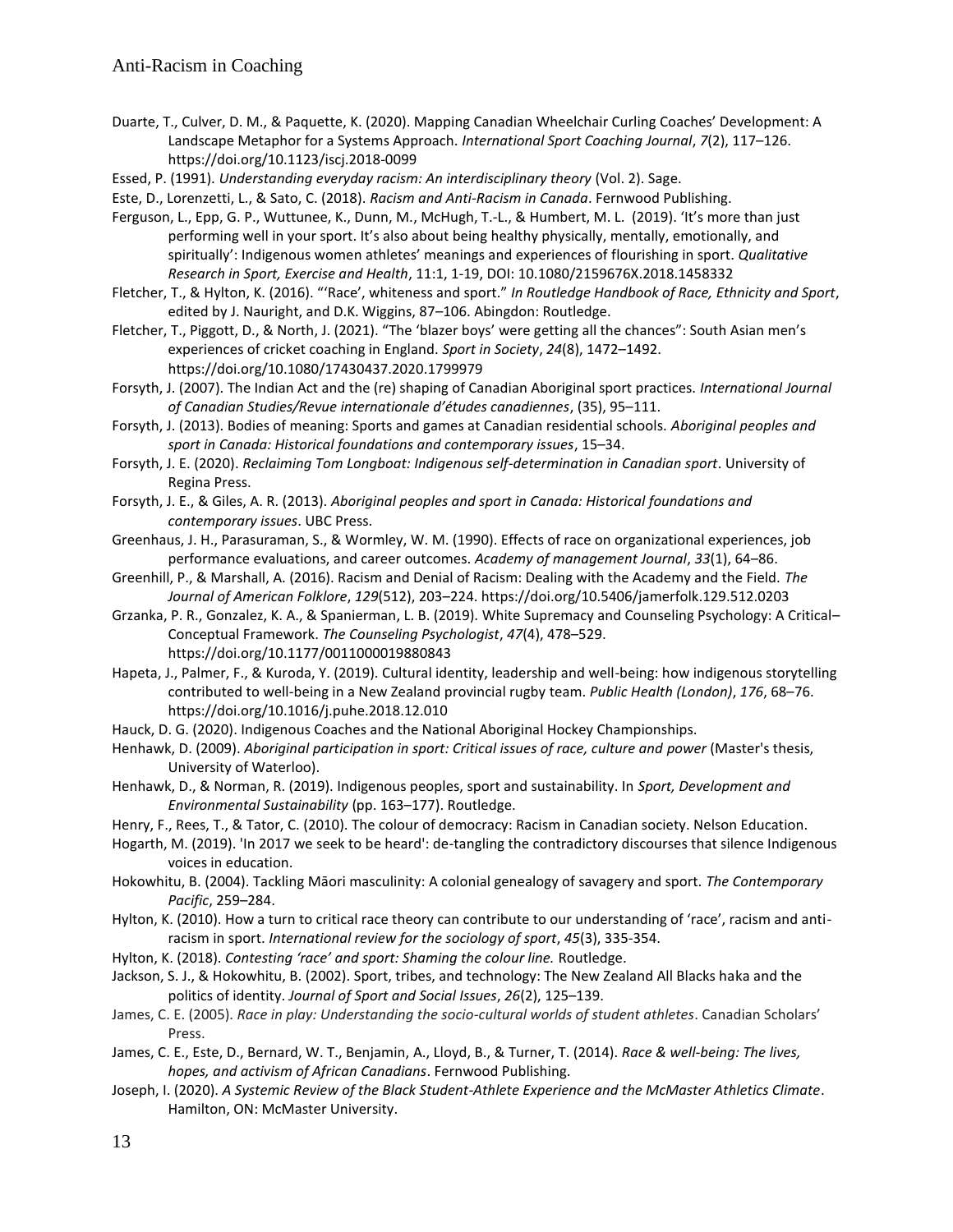Duarte, T., Culver, D. M., & Paquette, K. (2020). Mapping Canadian Wheelchair Curling Coaches' Development: A Landscape Metaphor for a Systems Approach. *International Sport Coaching Journal*, *7*(2), 117–126. https://doi.org/10.1123/iscj.2018-0099

Essed, P. (1991). *Understanding everyday racism: An interdisciplinary theory* (Vol. 2). Sage.

Este, D., Lorenzetti, L., & Sato, C. (2018). *Racism and Anti-Racism in Canada*. Fernwood Publishing.

Ferguson, L., Epp, G. P., Wuttunee, K., Dunn, M., McHugh, T.-L., & Humbert, M. L. (2019). 'It's more than just performing well in your sport. It's also about being healthy physically, mentally, emotionally, and spiritually': Indigenous women athletes' meanings and experiences of flourishing in sport. *Qualitative Research in Sport, Exercise and Health*, 11:1, 1-19, DOI: 10.1080/2159676X.2018.1458332

Fletcher, T., & Hylton, K. (2016). "'Race', whiteness and sport." *In Routledge Handbook of Race, Ethnicity and Sport*, edited by J. Nauright, and D.K. Wiggins, 87–106. Abingdon: Routledge.

Fletcher, T., Piggott, D., & North, J. (2021). "The 'blazer boys' were getting all the chances": South Asian men's experiences of cricket coaching in England. *Sport in Society*, *24*(8), 1472–1492. https://doi.org/10.1080/17430437.2020.1799979

Forsyth, J. (2007). The Indian Act and the (re) shaping of Canadian Aboriginal sport practices. *International Journal of Canadian Studies/Revue internationale d'études canadiennes*, (35), 95–111.

Forsyth, J. (2013). Bodies of meaning: Sports and games at Canadian residential schools. *Aboriginal peoples and sport in Canada: Historical foundations and contemporary issues*, 15–34.

Forsyth, J. E. (2020). *Reclaiming Tom Longboat: Indigenous self-determination in Canadian sport*. University of Regina Press.

Forsyth, J. E., & Giles, A. R. (2013). *Aboriginal peoples and sport in Canada: Historical foundations and contemporary issues*. UBC Press.

Greenhaus, J. H., Parasuraman, S., & Wormley, W. M. (1990). Effects of race on organizational experiences, job performance evaluations, and career outcomes. *Academy of management Journal*, *33*(1), 64–86.

Greenhill, P., & Marshall, A. (2016). Racism and Denial of Racism: Dealing with the Academy and the Field. *The Journal of American Folklore*, *129*(512), 203–224. https://doi.org/10.5406/jamerfolk.129.512.0203

Grzanka, P. R., Gonzalez, K. A., & Spanierman, L. B. (2019). White Supremacy and Counseling Psychology: A Critical–Conceptual Framework. *The Counseling Psychologist*, *47*(4), 478–529. https://doi.org/10.1177/0011000019880843

Hapeta, J., Palmer, F., & Kuroda, Y. (2019). Cultural identity, leadership and well-being: how indigenous storytelling contributed to well-being in a New Zealand provincial rugby team. *Public Health (London)*, *176*, 68–76. https://doi.org/10.1016/j.puhe.2018.12.010

Hauck, D. G. (2020). Indigenous Coaches and the National Aboriginal Hockey Championships.

Henhawk, D. (2009). *Aboriginal participation in sport: Critical issues of race, culture and power* (Master's thesis, University of Waterloo).

Henhawk, D., & Norman, R. (2019). Indigenous peoples, sport and sustainability. In *Sport, Development and Environmental Sustainability* (pp. 163–177). Routledge.

Henry, F., Rees, T., & Tator, C. (2010). The colour of democracy: Racism in Canadian society. Nelson Education.

Hogarth, M. (2019). 'In 2017 we seek to be heard': de-tangling the contradictory discourses that silence Indigenous voices in education.

Hokowhitu, B. (2004). Tackling Māori masculinity: A colonial genealogy of savagery and sport. *The Contemporary Pacific*, 259–284.

Hylton, K. (2010). How a turn to critical race theory can contribute to our understanding of 'race', racism and anti-racism in sport. *International review for the sociology of sport*, *45*(3), 335-354.

Hylton, K. (2018). *Contesting 'race' and sport: Shaming the colour line.* Routledge.

Jackson, S. J., & Hokowhitu, B. (2002). Sport, tribes, and technology: The New Zealand All Blacks haka and the politics of identity. *Journal of Sport and Social Issues*, *26*(2), 125–139.

James, C. E. (2005). *Race in play: Understanding the socio-cultural worlds of student athletes*. Canadian Scholars' Press.

James, C. E., Este, D., Bernard, W. T., Benjamin, A., Lloyd, B., & Turner, T. (2014). *Race & well-being: The lives, hopes, and activism of African Canadians*. Fernwood Publishing.

Joseph, I. (2020). *A Systemic Review of the Black Student-Athlete Experience and the McMaster Athletics Climate*. Hamilton, ON: McMaster University.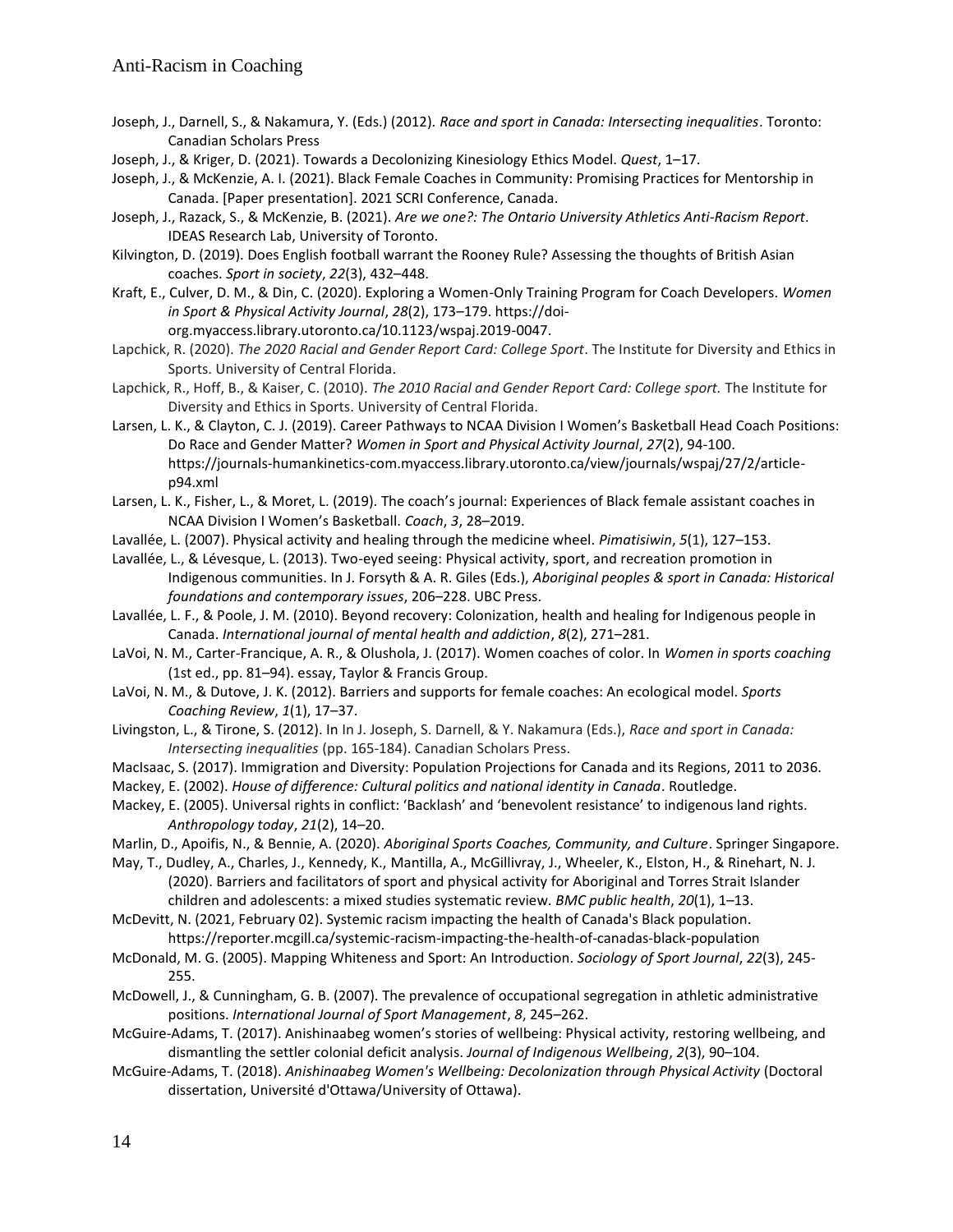Joseph, J., Darnell, S., & Nakamura, Y. (Eds.) (2012). *Race and sport in Canada: Intersecting inequalities*. Toronto: Canadian Scholars Press

Joseph, J., & Kriger, D. (2021). Towards a Decolonizing Kinesiology Ethics Model. *Quest*, 1–17.

Joseph, J., & McKenzie, A. I. (2021). Black Female Coaches in Community: Promising Practices for Mentorship in Canada. [Paper presentation]. 2021 SCRI Conference, Canada.

Joseph, J., Razack, S., & McKenzie, B. (2021). *Are we one?: The Ontario University Athletics Anti-Racism Report*. IDEAS Research Lab, University of Toronto.

Kilvington, D. (2019). Does English football warrant the Rooney Rule? Assessing the thoughts of British Asian coaches. *Sport in society*, *22*(3), 432–448.

Kraft, E., Culver, D. M., & Din, C. (2020). Exploring a Women-Only Training Program for Coach Developers. *Women in Sport & Physical Activity Journal*, *28*(2), 173–179. https://doi-org.myaccess.library.utoronto.ca/10.1123/wspaj.2019-0047.

Lapchick, R. (2020). *The 2020 Racial and Gender Report Card: College Sport*. The Institute for Diversity and Ethics in Sports. University of Central Florida.

Lapchick, R., Hoff, B., & Kaiser, C. (2010). *The 2010 Racial and Gender Report Card: College sport.* The Institute for Diversity and Ethics in Sports. University of Central Florida.

Larsen, L. K., & Clayton, C. J. (2019). Career Pathways to NCAA Division I Women's Basketball Head Coach Positions: Do Race and Gender Matter? *Women in Sport and Physical Activity Journal*, *27*(2), 94-100. https://journals-humankinetics-com.myaccess.library.utoronto.ca/view/journals/wspaj/27/2/article-p94.xml

Larsen, L. K., Fisher, L., & Moret, L. (2019). The coach's journal: Experiences of Black female assistant coaches in NCAA Division I Women's Basketball. *Coach*, *3*, 28–2019.

Lavallée, L. (2007). Physical activity and healing through the medicine wheel. *Pimatisiwin*, *5*(1), 127–153.

Lavallée, L., & Lévesque, L. (2013). Two-eyed seeing: Physical activity, sport, and recreation promotion in Indigenous communities. In J. Forsyth & A. R. Giles (Eds.), *Aboriginal peoples & sport in Canada: Historical foundations and contemporary issues*, 206–228. UBC Press.

Lavallée, L. F., & Poole, J. M. (2010). Beyond recovery: Colonization, health and healing for Indigenous people in Canada. *International journal of mental health and addiction*, *8*(2), 271–281.

LaVoi, N. M., Carter-Francique, A. R., & Olushola, J. (2017). Women coaches of color. In *Women in sports coaching* (1st ed., pp. 81–94). essay, Taylor & Francis Group.

LaVoi, N. M., & Dutove, J. K. (2012). Barriers and supports for female coaches: An ecological model. *Sports Coaching Review*, *1*(1), 17–37.

Livingston, L., & Tirone, S. (2012). In In J. Joseph, S. Darnell, & Y. Nakamura (Eds.), *Race and sport in Canada: Intersecting inequalities* (pp. 165-184). Canadian Scholars Press.

MacIsaac, S. (2017). Immigration and Diversity: Population Projections for Canada and its Regions, 2011 to 2036.

Mackey, E. (2002). *House of difference: Cultural politics and national identity in Canada*. Routledge.

Mackey, E. (2005). Universal rights in conflict: 'Backlash' and 'benevolent resistance' to indigenous land rights. *Anthropology today*, *21*(2), 14–20.

Marlin, D., Apoifis, N., & Bennie, A. (2020). *Aboriginal Sports Coaches, Community, and Culture*. Springer Singapore.

May, T., Dudley, A., Charles, J., Kennedy, K., Mantilla, A., McGillivray, J., Wheeler, K., Elston, H., & Rinehart, N. J. (2020). Barriers and facilitators of sport and physical activity for Aboriginal and Torres Strait Islander children and adolescents: a mixed studies systematic review. *BMC public health*, *20*(1), 1–13.

McDevitt, N. (2021, February 02). Systemic racism impacting the health of Canada's Black population. https://reporter.mcgill.ca/systemic-racism-impacting-the-health-of-canadas-black-population

McDonald, M. G. (2005). Mapping Whiteness and Sport: An Introduction. *Sociology of Sport Journal*, *22*(3), 245-255.

McDowell, J., & Cunningham, G. B. (2007). The prevalence of occupational segregation in athletic administrative positions. *International Journal of Sport Management*, *8*, 245–262.

McGuire-Adams, T. (2017). Anishinaabeg women's stories of wellbeing: Physical activity, restoring wellbeing, and dismantling the settler colonial deficit analysis. *Journal of Indigenous Wellbeing*, *2*(3), 90–104.

McGuire-Adams, T. (2018). *Anishinaabeg Women's Wellbeing: Decolonization through Physical Activity* (Doctoral dissertation, Université d'Ottawa/University of Ottawa).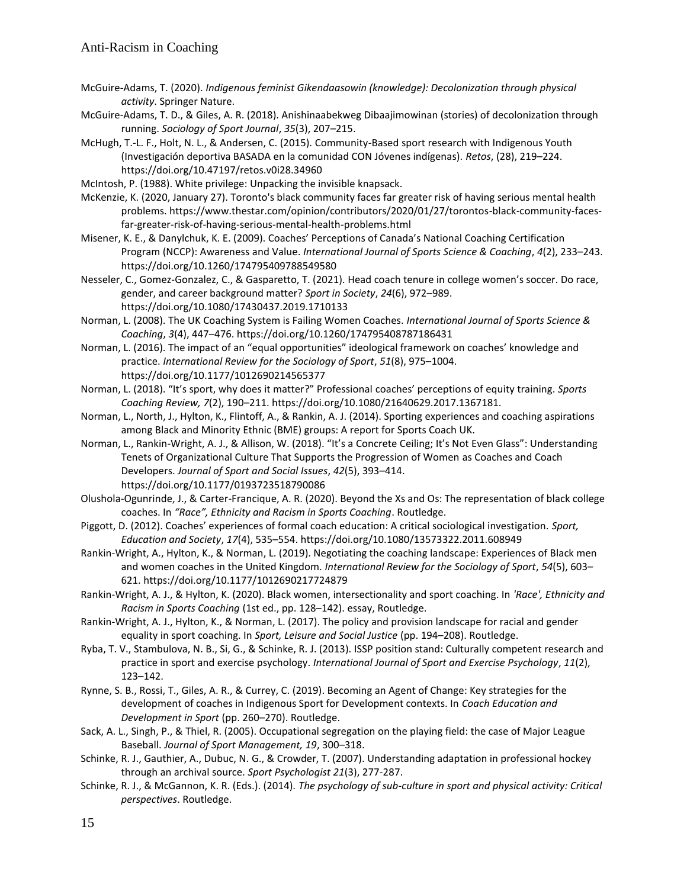McGuire-Adams, T. (2020). *Indigenous feminist Gikendaasowin (knowledge): Decolonization through physical activity*. Springer Nature.

McGuire-Adams, T. D., & Giles, A. R. (2018). Anishinaabekweg Dibaajimowinan (stories) of decolonization through running. *Sociology of Sport Journal*, *35*(3), 207–215.

McHugh, T.-L. F., Holt, N. L., & Andersen, C. (2015). Community-Based sport research with Indigenous Youth (Investigación deportiva BASADA en la comunidad CON Jóvenes indígenas). *Retos*, (28), 219–224. https://doi.org/10.47197/retos.v0i28.34960

McIntosh, P. (1988). White privilege: Unpacking the invisible knapsack.

McKenzie, K. (2020, January 27). Toronto's black community faces far greater risk of having serious mental health problems. https://www.thestar.com/opinion/contributors/2020/01/27/torontos-black-community-faces-far-greater-risk-of-having-serious-mental-health-problems.html

Misener, K. E., & Danylchuk, K. E. (2009). Coaches' Perceptions of Canada's National Coaching Certification Program (NCCP): Awareness and Value. *International Journal of Sports Science & Coaching*, *4*(2), 233–243. https://doi.org/10.1260/174795409788549580

Nesseler, C., Gomez-Gonzalez, C., & Gasparetto, T. (2021). Head coach tenure in college women's soccer. Do race, gender, and career background matter? *Sport in Society*, *24*(6), 972–989. https://doi.org/10.1080/17430437.2019.1710133

Norman, L. (2008). The UK Coaching System is Failing Women Coaches. *International Journal of Sports Science & Coaching*, *3*(4), 447–476. https://doi.org/10.1260/174795408787186431

Norman, L. (2016). The impact of an "equal opportunities" ideological framework on coaches' knowledge and practice. *International Review for the Sociology of Sport*, *51*(8), 975–1004. https://doi.org/10.1177/1012690214565377

Norman, L. (2018). "It's sport, why does it matter?" Professional coaches' perceptions of equity training. *Sports Coaching Review, 7*(2), 190–211. https://doi.org/10.1080/21640629.2017.1367181.

Norman, L., North, J., Hylton, K., Flintoff, A., & Rankin, A. J. (2014). Sporting experiences and coaching aspirations among Black and Minority Ethnic (BME) groups: A report for Sports Coach UK.

Norman, L., Rankin-Wright, A. J., & Allison, W. (2018). "It's a Concrete Ceiling; It's Not Even Glass": Understanding Tenets of Organizational Culture That Supports the Progression of Women as Coaches and Coach Developers. *Journal of Sport and Social Issues*, *42*(5), 393–414. https://doi.org/10.1177/0193723518790086

Olushola-Ogunrinde, J., & Carter-Francique, A. R. (2020). Beyond the Xs and Os: The representation of black college coaches. In *"Race", Ethnicity and Racism in Sports Coaching*. Routledge.

Piggott, D. (2012). Coaches' experiences of formal coach education: A critical sociological investigation. *Sport, Education and Society*, *17*(4), 535–554. https://doi.org/10.1080/13573322.2011.608949

Rankin-Wright, A., Hylton, K., & Norman, L. (2019). Negotiating the coaching landscape: Experiences of Black men and women coaches in the United Kingdom. *International Review for the Sociology of Sport*, *54*(5), 603–621. https://doi.org/10.1177/1012690217724879

Rankin-Wright, A. J., & Hylton, K. (2020). Black women, intersectionality and sport coaching. In *'Race', Ethnicity and Racism in Sports Coaching* (1st ed., pp. 128–142). essay, Routledge.

Rankin-Wright, A. J., Hylton, K., & Norman, L. (2017). The policy and provision landscape for racial and gender equality in sport coaching. In *Sport, Leisure and Social Justice* (pp. 194–208). Routledge.

Ryba, T. V., Stambulova, N. B., Si, G., & Schinke, R. J. (2013). ISSP position stand: Culturally competent research and practice in sport and exercise psychology. *International Journal of Sport and Exercise Psychology*, *11*(2), 123–142.

Rynne, S. B., Rossi, T., Giles, A. R., & Currey, C. (2019). Becoming an Agent of Change: Key strategies for the development of coaches in Indigenous Sport for Development contexts. In *Coach Education and Development in Sport* (pp. 260–270). Routledge.

Sack, A. L., Singh, P., & Thiel, R. (2005). Occupational segregation on the playing field: the case of Major League Baseball. *Journal of Sport Management, 19*, 300–318.

Schinke, R. J., Gauthier, A., Dubuc, N. G., & Crowder, T. (2007). Understanding adaptation in professional hockey through an archival source. *Sport Psychologist 21*(3), 277-287.

Schinke, R. J., & McGannon, K. R. (Eds.). (2014). *The psychology of sub-culture in sport and physical activity: Critical perspectives*. Routledge.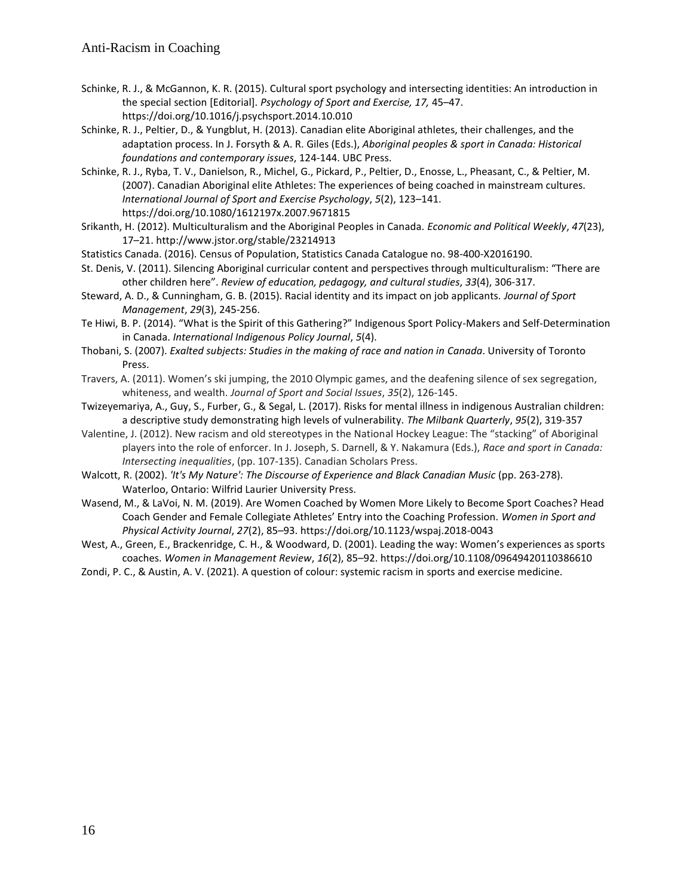Schinke, R. J., & McGannon, K. R. (2015). Cultural sport psychology and intersecting identities: An introduction in the special section [Editorial]. *Psychology of Sport and Exercise, 17,* 45–47. https://doi.org/10.1016/j.psychsport.2014.10.010

Schinke, R. J., Peltier, D., & Yungblut, H. (2013). Canadian elite Aboriginal athletes, their challenges, and the adaptation process. In J. Forsyth & A. R. Giles (Eds.), *Aboriginal peoples & sport in Canada: Historical foundations and contemporary issues*, 124-144. UBC Press.

Schinke, R. J., Ryba, T. V., Danielson, R., Michel, G., Pickard, P., Peltier, D., Enosse, L., Pheasant, C., & Peltier, M. (2007). Canadian Aboriginal elite Athletes: The experiences of being coached in mainstream cultures. *International Journal of Sport and Exercise Psychology*, *5*(2), 123–141. https://doi.org/10.1080/1612197x.2007.9671815

Srikanth, H. (2012). Multiculturalism and the Aboriginal Peoples in Canada. *Economic and Political Weekly*, *47*(23), 17–21. http://www.jstor.org/stable/23214913

Statistics Canada. (2016). Census of Population, Statistics Canada Catalogue no. 98-400-X2016190.

St. Denis, V. (2011). Silencing Aboriginal curricular content and perspectives through multiculturalism: "There are other children here". *Review of education, pedagogy, and cultural studies*, *33*(4), 306-317.

Steward, A. D., & Cunningham, G. B. (2015). Racial identity and its impact on job applicants. *Journal of Sport Management*, *29*(3), 245-256.

Te Hiwi, B. P. (2014). "What is the Spirit of this Gathering?" Indigenous Sport Policy-Makers and Self-Determination in Canada. *International Indigenous Policy Journal*, *5*(4).

Thobani, S. (2007). *Exalted subjects: Studies in the making of race and nation in Canada*. University of Toronto Press.

Travers, A. (2011). Women's ski jumping, the 2010 Olympic games, and the deafening silence of sex segregation, whiteness, and wealth. *Journal of Sport and Social Issues*, *35*(2), 126-145.

Twizeyemariya, A., Guy, S., Furber, G., & Segal, L. (2017). Risks for mental illness in indigenous Australian children: a descriptive study demonstrating high levels of vulnerability. *The Milbank Quarterly*, *95*(2), 319-357

Valentine, J. (2012). New racism and old stereotypes in the National Hockey League: The "stacking" of Aboriginal players into the role of enforcer. In J. Joseph, S. Darnell, & Y. Nakamura (Eds.), *Race and sport in Canada: Intersecting inequalities*, (pp. 107-135). Canadian Scholars Press.

Walcott, R. (2002). *'It's My Nature': The Discourse of Experience and Black Canadian Music* (pp. 263-278). Waterloo, Ontario: Wilfrid Laurier University Press.

Wasend, M., & LaVoi, N. M. (2019). Are Women Coached by Women More Likely to Become Sport Coaches? Head Coach Gender and Female Collegiate Athletes' Entry into the Coaching Profession. *Women in Sport and Physical Activity Journal*, *27*(2), 85–93. https://doi.org/10.1123/wspaj.2018-0043

West, A., Green, E., Brackenridge, C. H., & Woodward, D. (2001). Leading the way: Women's experiences as sports coaches. *Women in Management Review*, *16*(2), 85–92. https://doi.org/10.1108/09649420110386610

Zondi, P. C., & Austin, A. V. (2021). A question of colour: systemic racism in sports and exercise medicine.